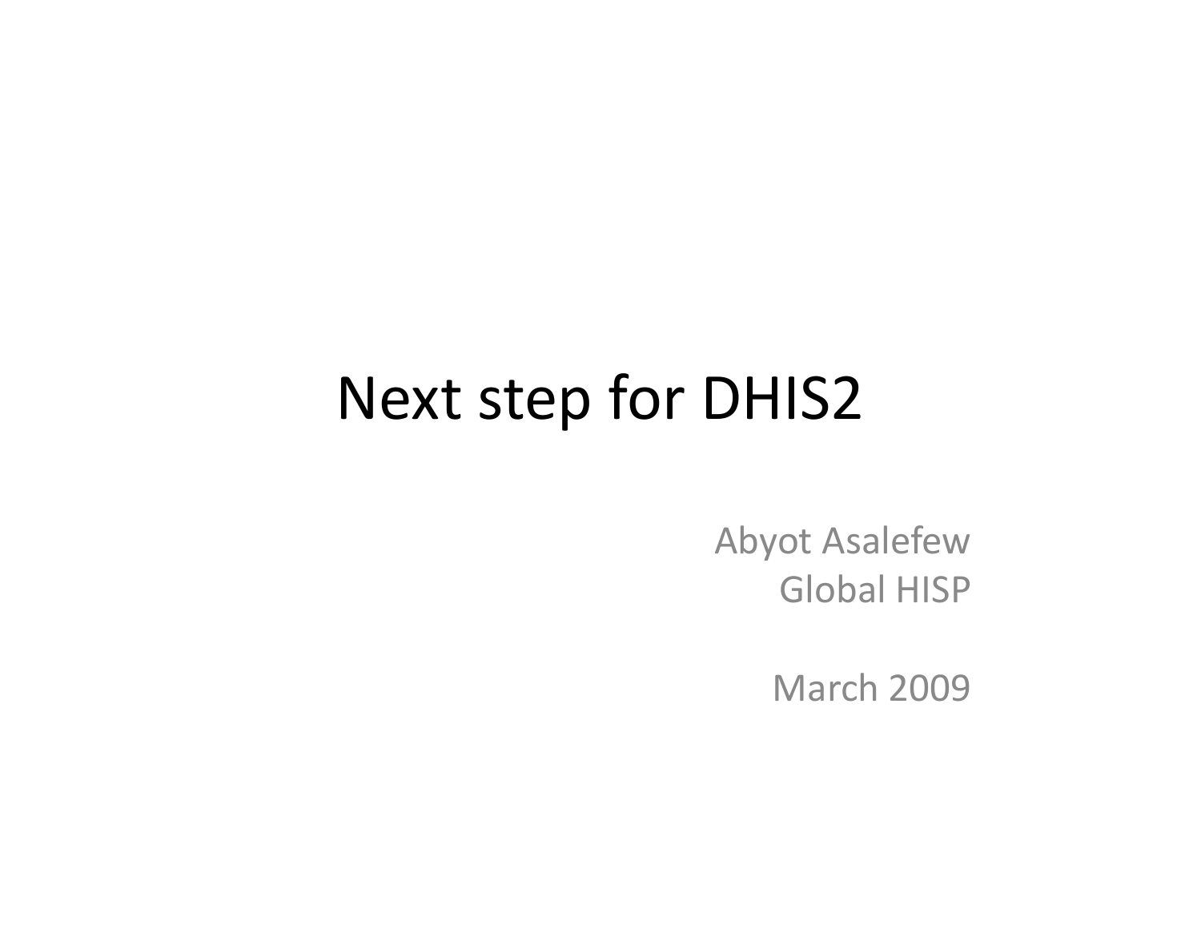# Next step for DHIS2

Abyot Asalefew
Global HISP

March 2009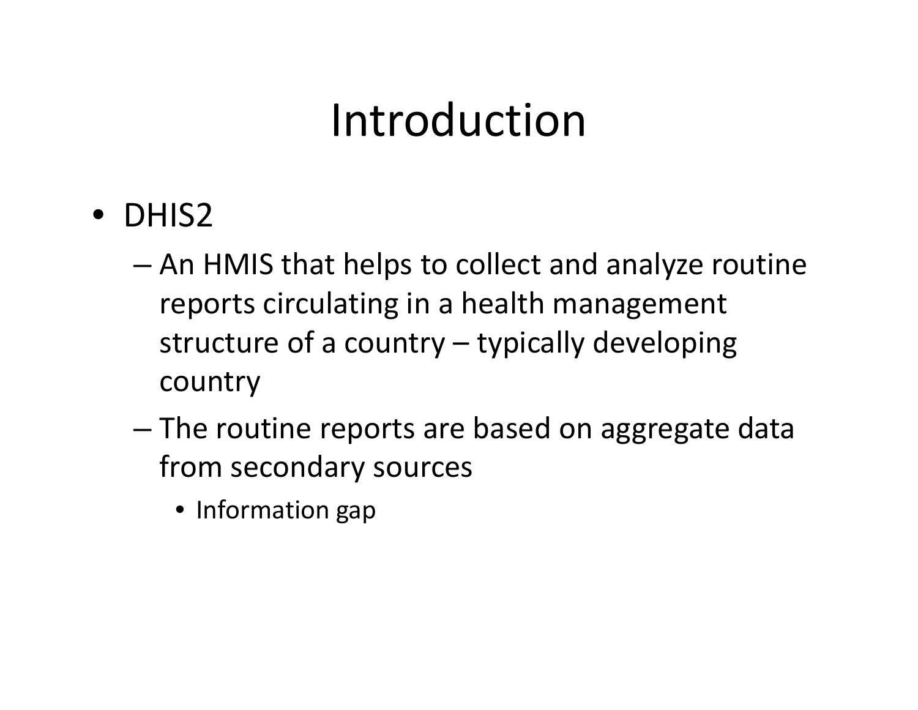# Introduction

- DHIS2
  - An HMIS that helps to collect and analyze routine reports circulating in a health management structure of a country – typically developing country
  - The routine reports are based on aggregate data from secondary sources
    - Information gap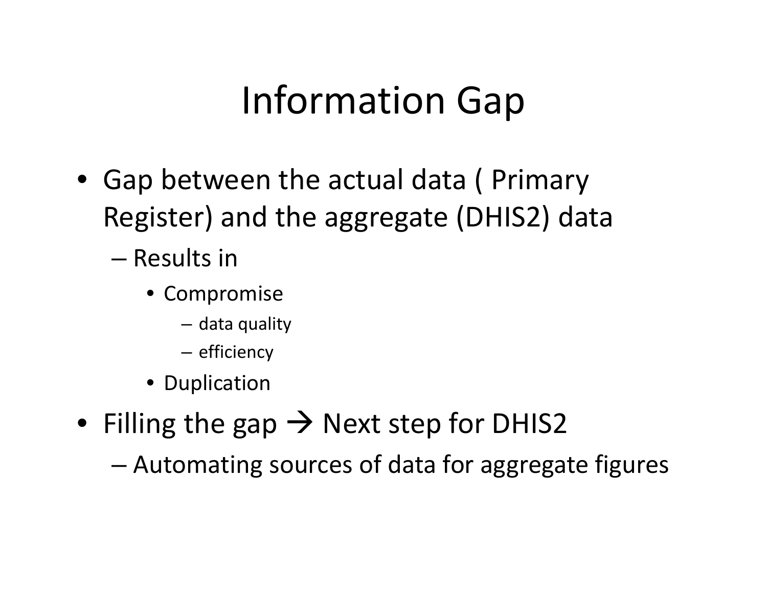# Information Gap

- Gap between the actual data ( Primary Register) and the aggregate (DHIS2) data
  - Results in
    - Compromise
      - data quality
      - efficiency
    - Duplication
- Filling the gap → Next step for DHIS2
  - Automating sources of data for aggregate figures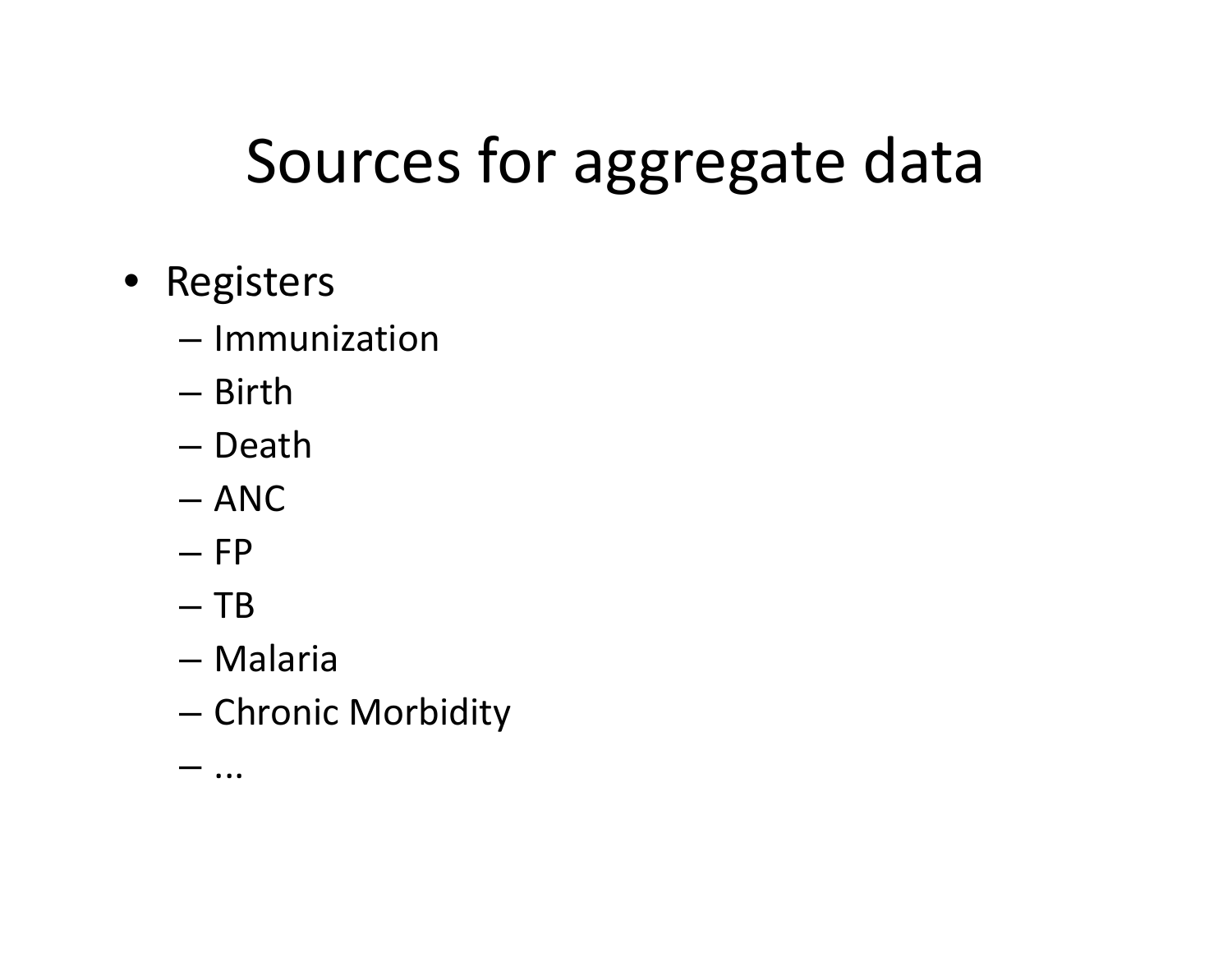# Sources for aggregate data

- Registers
  - Immunization
  - Birth
  - Death
  - ANC
  - FP
  - TB
  - Malaria
  - Chronic Morbidity
  - ...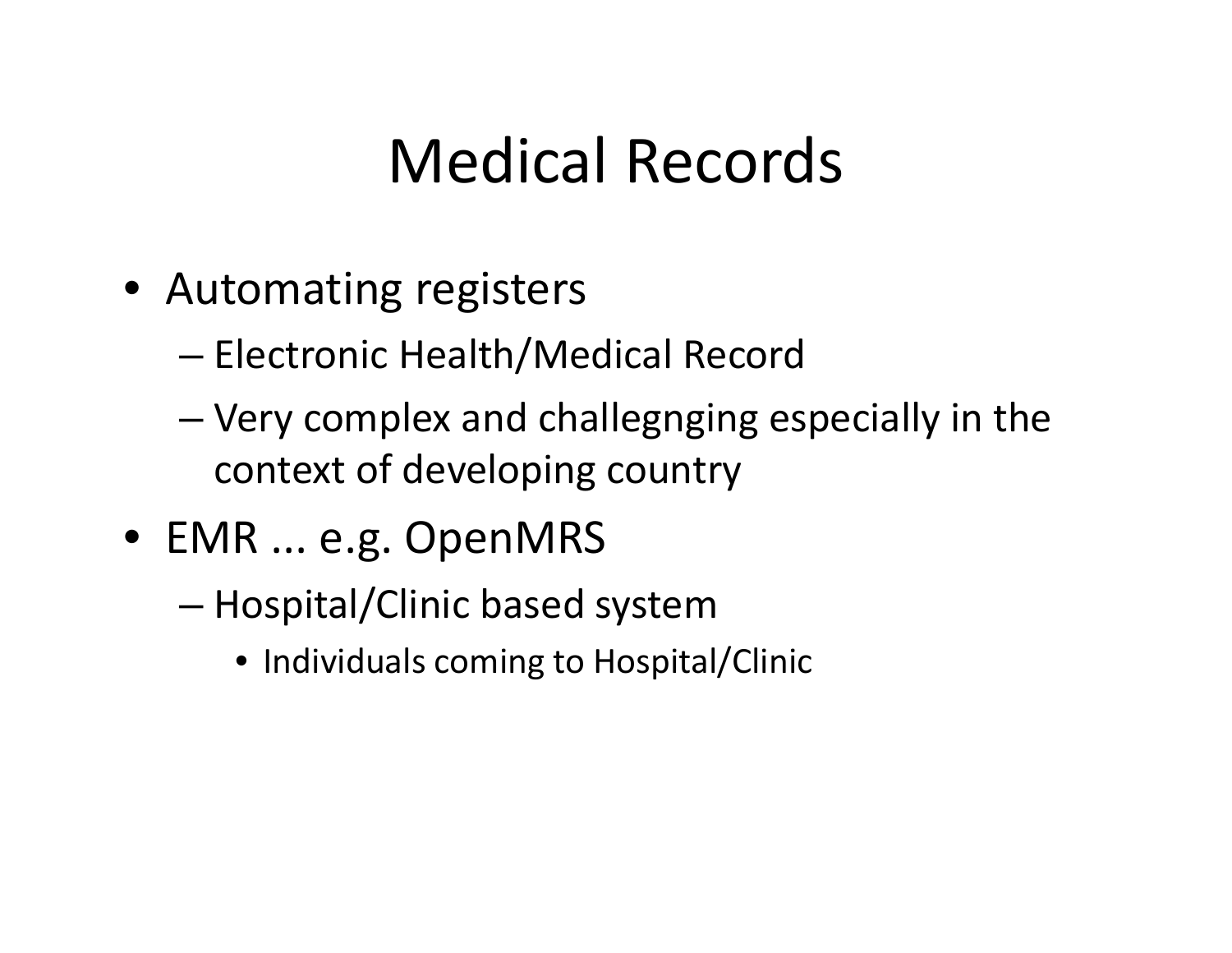# Medical Records

- Automating registers
  - Electronic Health/Medical Record
  - Very complex and challegnging especially in the context of developing country
- EMR ... e.g. OpenMRS
  - Hospital/Clinic based system
    - Individuals coming to Hospital/Clinic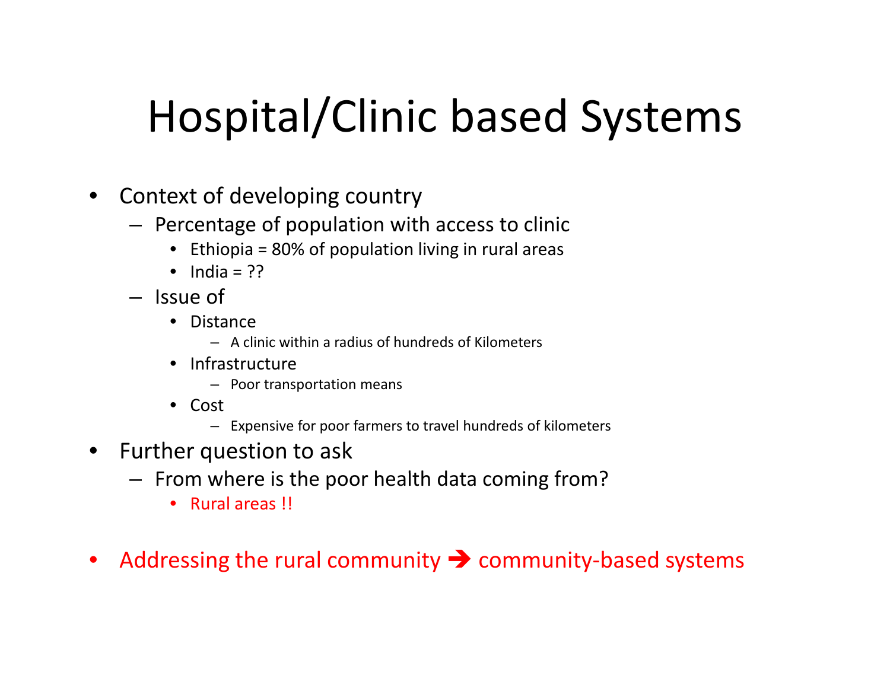# Hospital/Clinic based Systems

- Context of developing country
  - Percentage of population with access to clinic
    - Ethiopia = 80% of population living in rural areas
    - India = ??
  - Issue of
    - Distance
      - A clinic within a radius of hundreds of Kilometers
    - Infrastructure
      - Poor transportation means
    - Cost
      - Expensive for poor farmers to travel hundreds of kilometers
- Further question to ask
  - From where is the poor health data coming from?
    - Rural areas !!
- Addressing the rural community ➔ community-based systems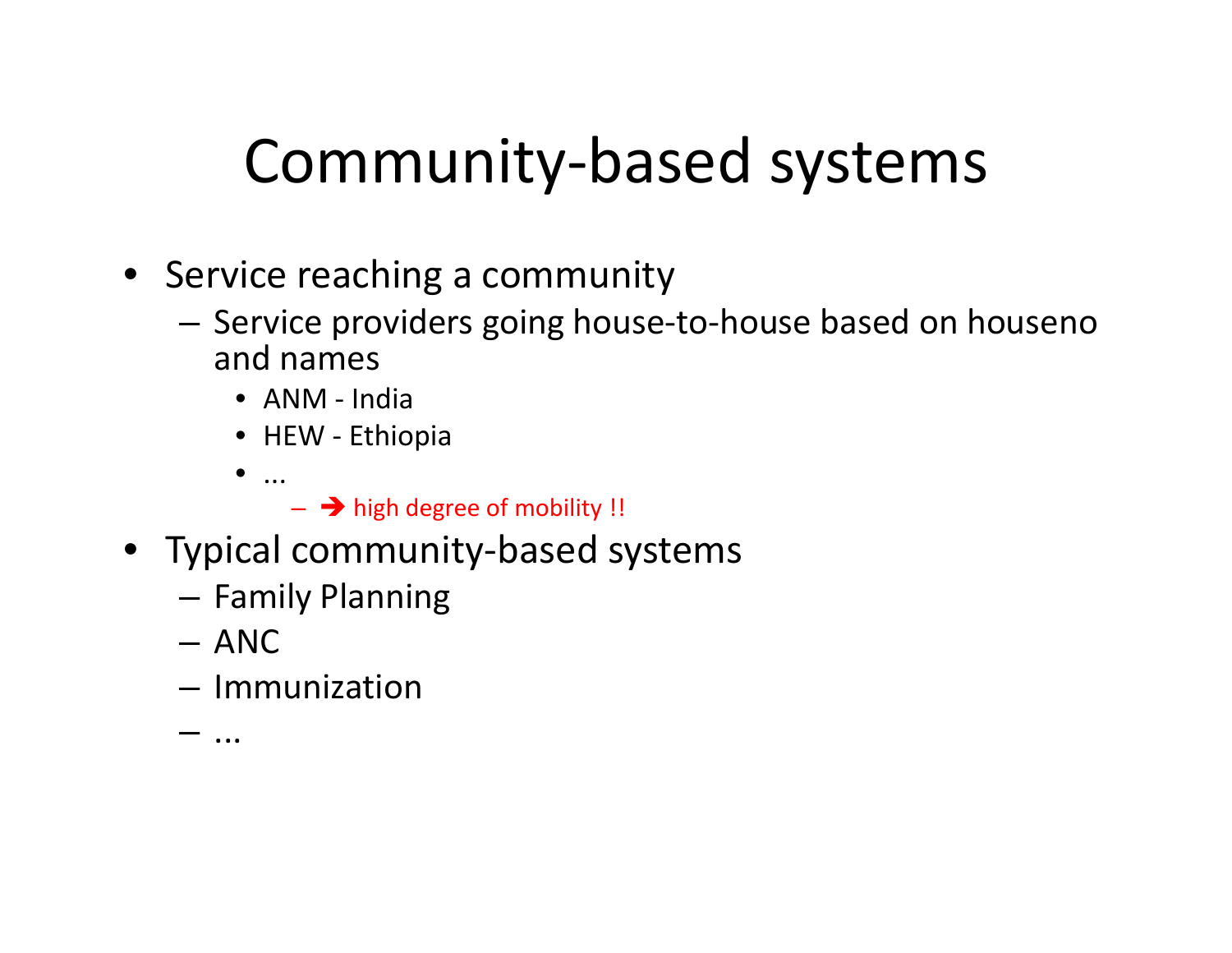# Community-based systems

- Service reaching a community
  - Service providers going house-to-house based on houseno and names
    - ANM - India
    - HEW - Ethiopia
    - ...
      - ➔ high degree of mobility !!
- Typical community-based systems
  - Family Planning
  - ANC
  - Immunization
  - ...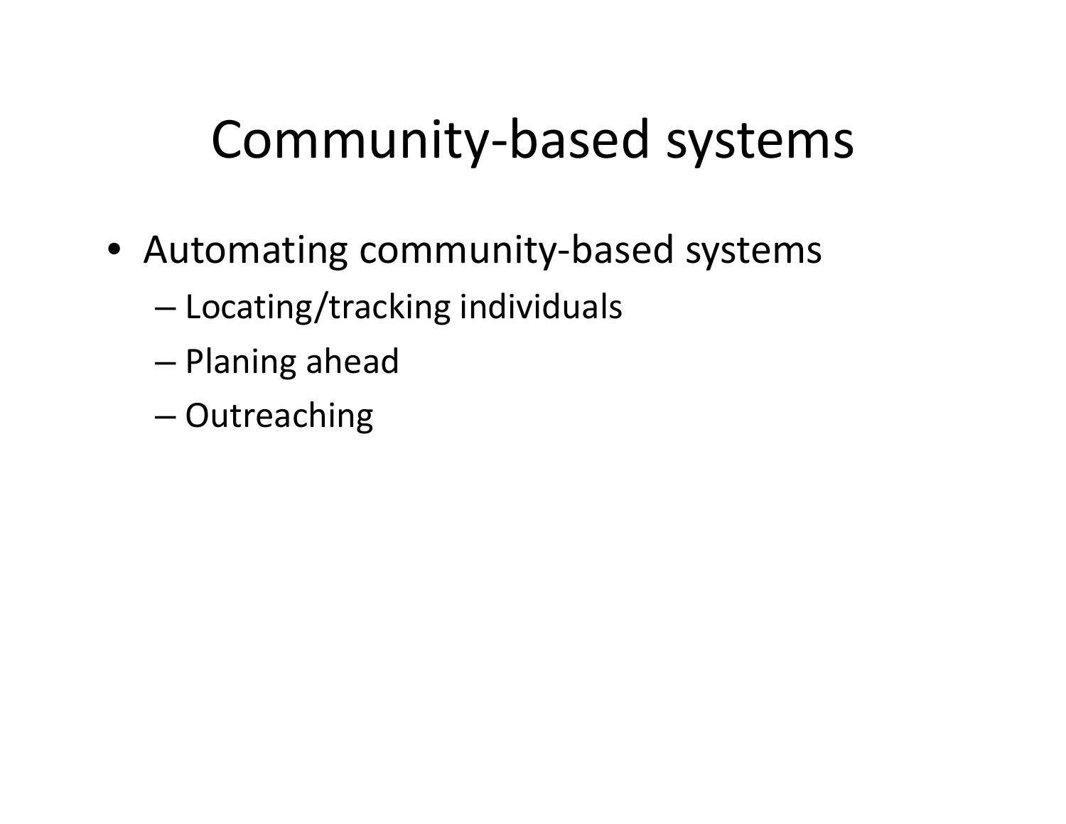# Community-based systems

- Automating community-based systems
  - Locating/tracking individuals
  - Planing ahead
  - Outreaching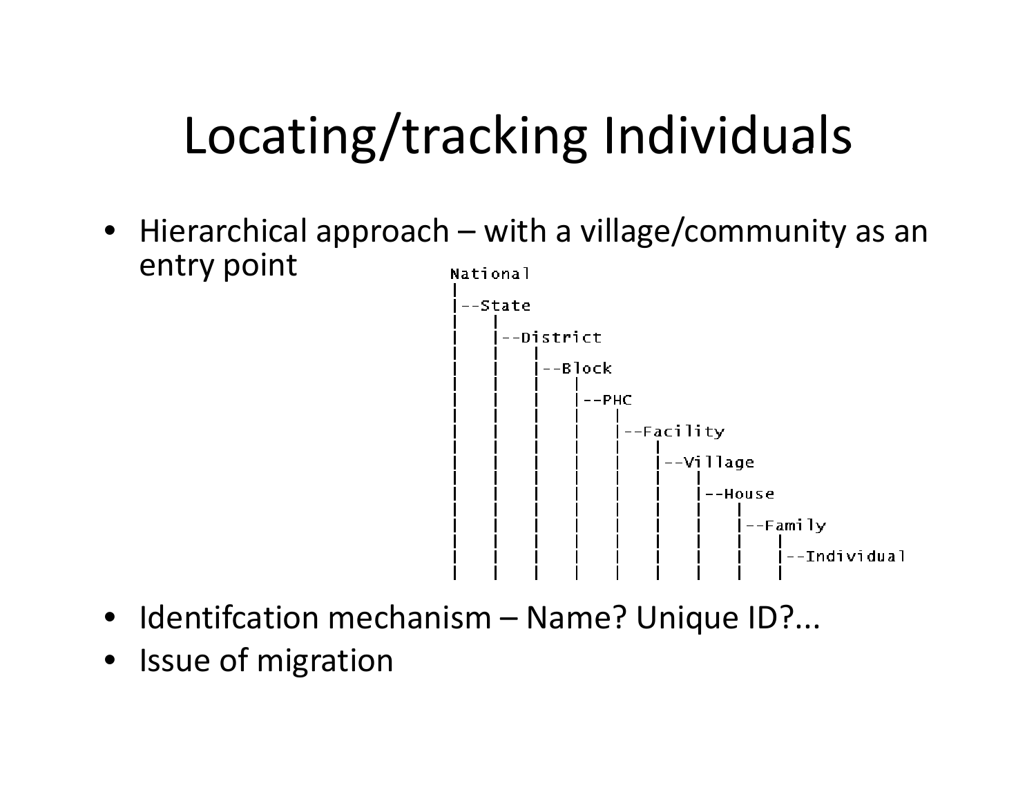# Locating/tracking Individuals

- Hierarchical approach – with a village/community as an entry point

```
National
|
|--State
|    |
|    |--District
|    |    |
|    |    |--Block
|    |    |    |
|    |    |    |--PHC
|    |    |    |    |
|    |    |    |    |--Facility
|    |    |    |    |    |
|    |    |    |    |    |--Village
|    |    |    |    |    |    |
|    |    |    |    |    |    |--House
|    |    |    |    |    |    |    |
|    |    |    |    |    |    |    |--Family
|    |    |    |    |    |    |    |    |
|    |    |    |    |    |    |    |    |--Individual
|    |    |    |    |    |    |    |    |
```

- Identifcation mechanism – Name? Unique ID?...
- Issue of migration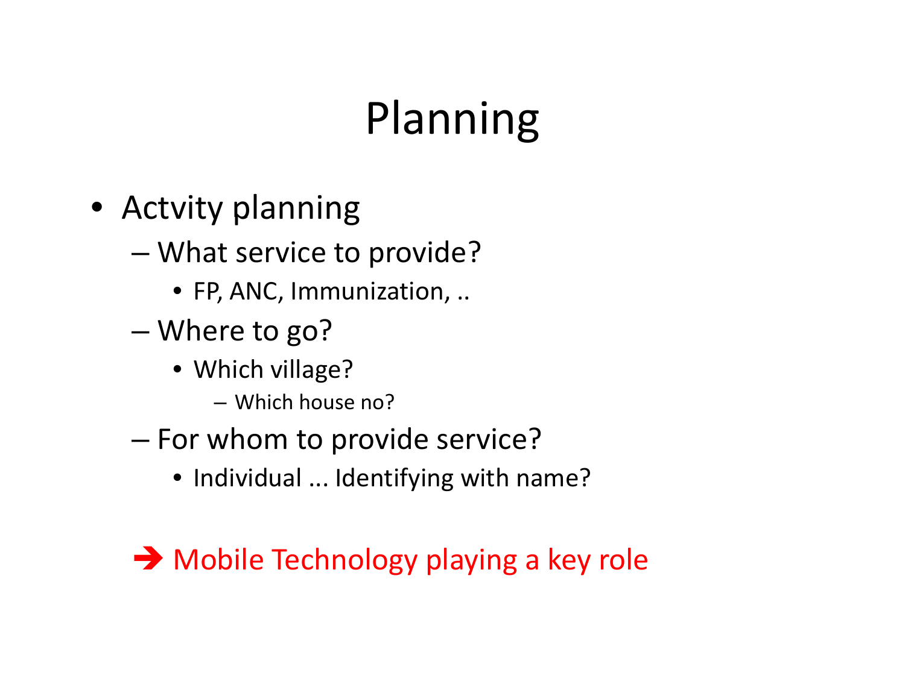# Planning

- Actvity planning
  - What service to provide?
    - FP, ANC, Immunization, ..
  - Where to go?
    - Which village?
      - Which house no?
  - For whom to provide service?
    - Individual ... Identifying with name?

➔ Mobile Technology playing a key role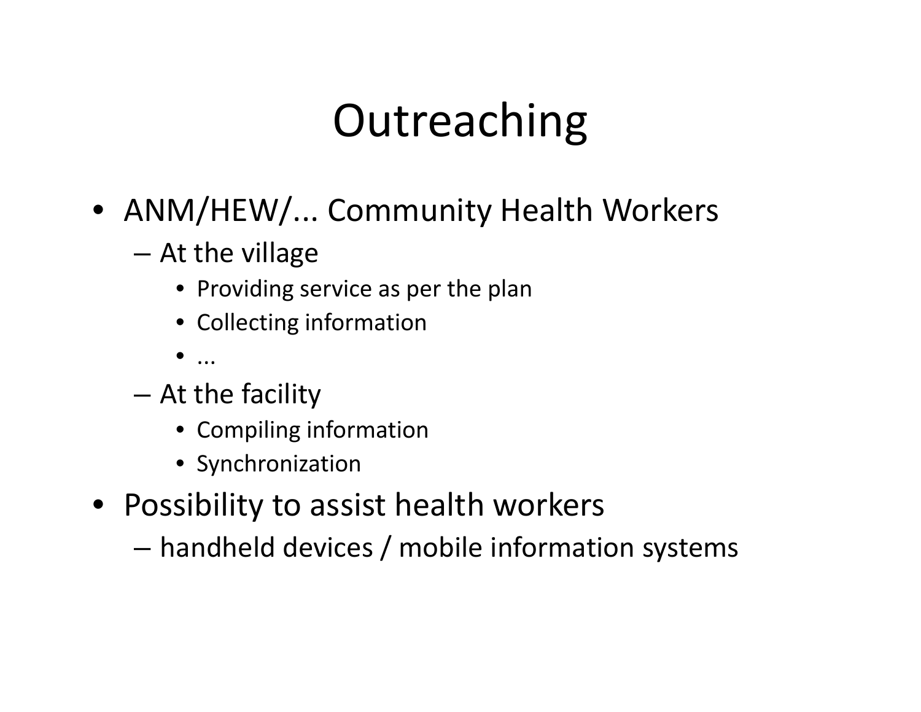# Outreaching

- ANM/HEW/... Community Health Workers
  - At the village
    - Providing service as per the plan
    - Collecting information
    - ...
  - At the facility
    - Compiling information
    - Synchronization
- Possibility to assist health workers
  - handheld devices / mobile information systems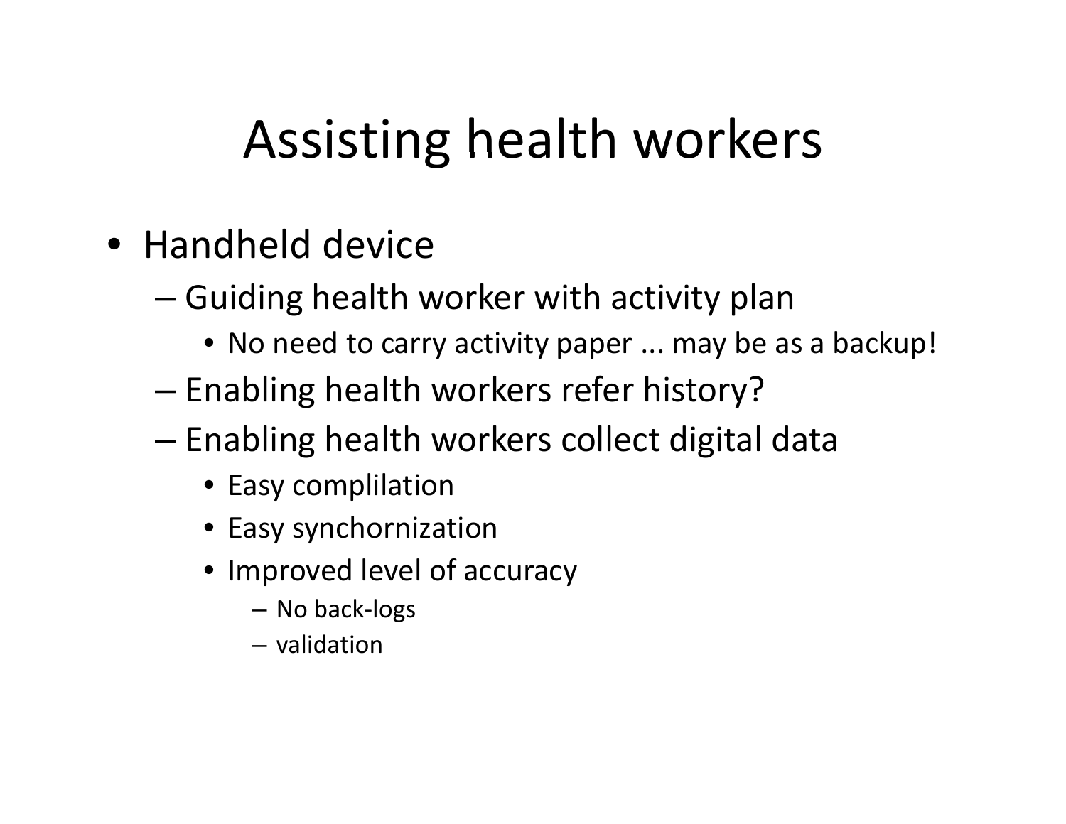# Assisting health workers

- Handheld device
  - Guiding health worker with activity plan
    - No need to carry activity paper ... may be as a backup!
  - Enabling health workers refer history?
  - Enabling health workers collect digital data
    - Easy complilation
    - Easy synchornization
    - Improved level of accuracy
      - No back-logs
      - validation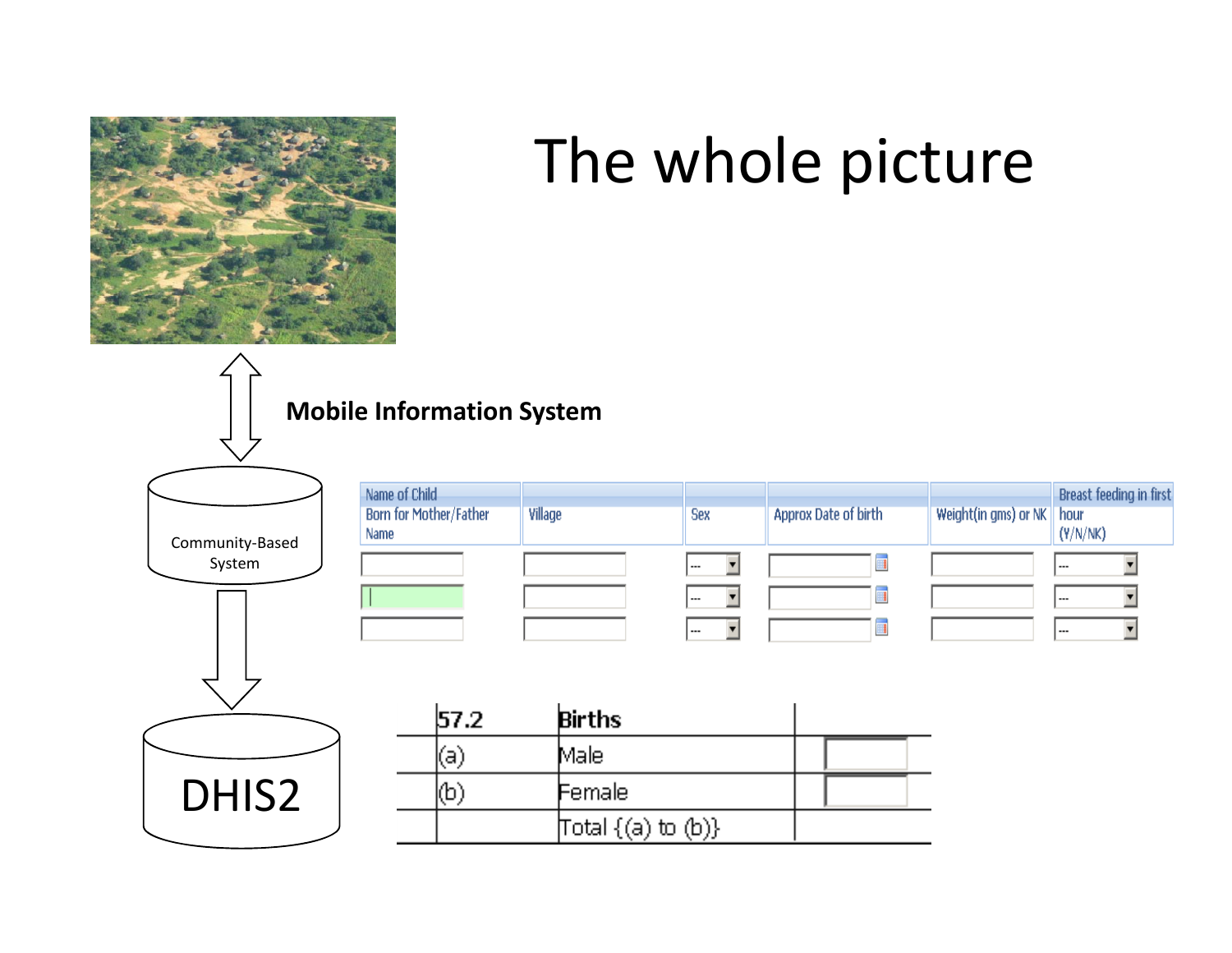# The whole picture

Mobile Information System

Community-Based System

DHIS2

| Name of Child Born for Mother/Father Name | Village | Sex | Approx Date of birth | Weight(in gms) or NK | Breast feeding in first hour (Y/N/NK) |
|---|---|---|---|---|---|
| | | --- | | | --- |
| | | --- | | | --- |
| | | --- | | | --- |

| 57.2 | Births | |
|---|---|---|
| (a) | Male | |
| (b) | Female | |
| | Total {(a) to (b)} | |